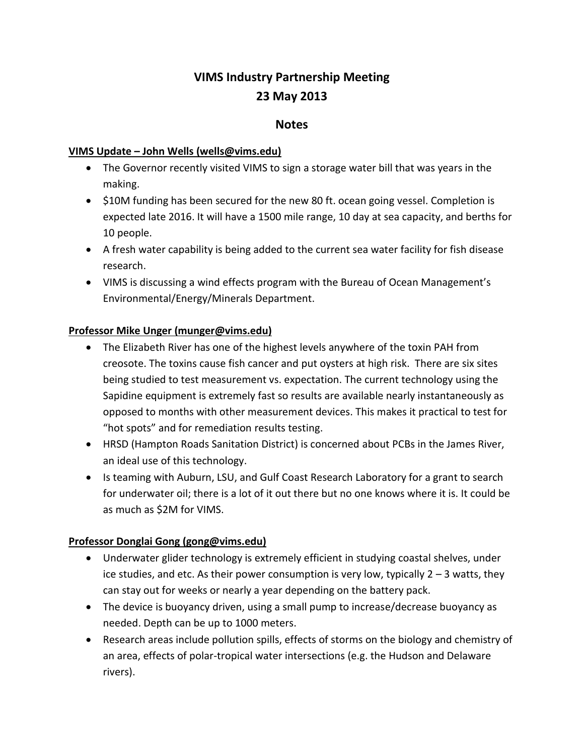# VIMS Industry Partnership Meeting
# 23 May 2013

## Notes

**VIMS Update – John Wells (wells@vims.edu)**

- The Governor recently visited VIMS to sign a storage water bill that was years in the making.
- $10M funding has been secured for the new 80 ft. ocean going vessel. Completion is expected late 2016. It will have a 1500 mile range, 10 day at sea capacity, and berths for 10 people.
- A fresh water capability is being added to the current sea water facility for fish disease research.
- VIMS is discussing a wind effects program with the Bureau of Ocean Management's Environmental/Energy/Minerals Department.

**Professor Mike Unger (munger@vims.edu)**

- The Elizabeth River has one of the highest levels anywhere of the toxin PAH from creosote. The toxins cause fish cancer and put oysters at high risk. There are six sites being studied to test measurement vs. expectation. The current technology using the Sapidine equipment is extremely fast so results are available nearly instantaneously as opposed to months with other measurement devices. This makes it practical to test for "hot spots" and for remediation results testing.
- HRSD (Hampton Roads Sanitation District) is concerned about PCBs in the James River, an ideal use of this technology.
- Is teaming with Auburn, LSU, and Gulf Coast Research Laboratory for a grant to search for underwater oil; there is a lot of it out there but no one knows where it is. It could be as much as $2M for VIMS.

**Professor Donglai Gong (gong@vims.edu)**

- Underwater glider technology is extremely efficient in studying coastal shelves, under ice studies, and etc. As their power consumption is very low, typically 2 – 3 watts, they can stay out for weeks or nearly a year depending on the battery pack.
- The device is buoyancy driven, using a small pump to increase/decrease buoyancy as needed. Depth can be up to 1000 meters.
- Research areas include pollution spills, effects of storms on the biology and chemistry of an area, effects of polar-tropical water intersections (e.g. the Hudson and Delaware rivers).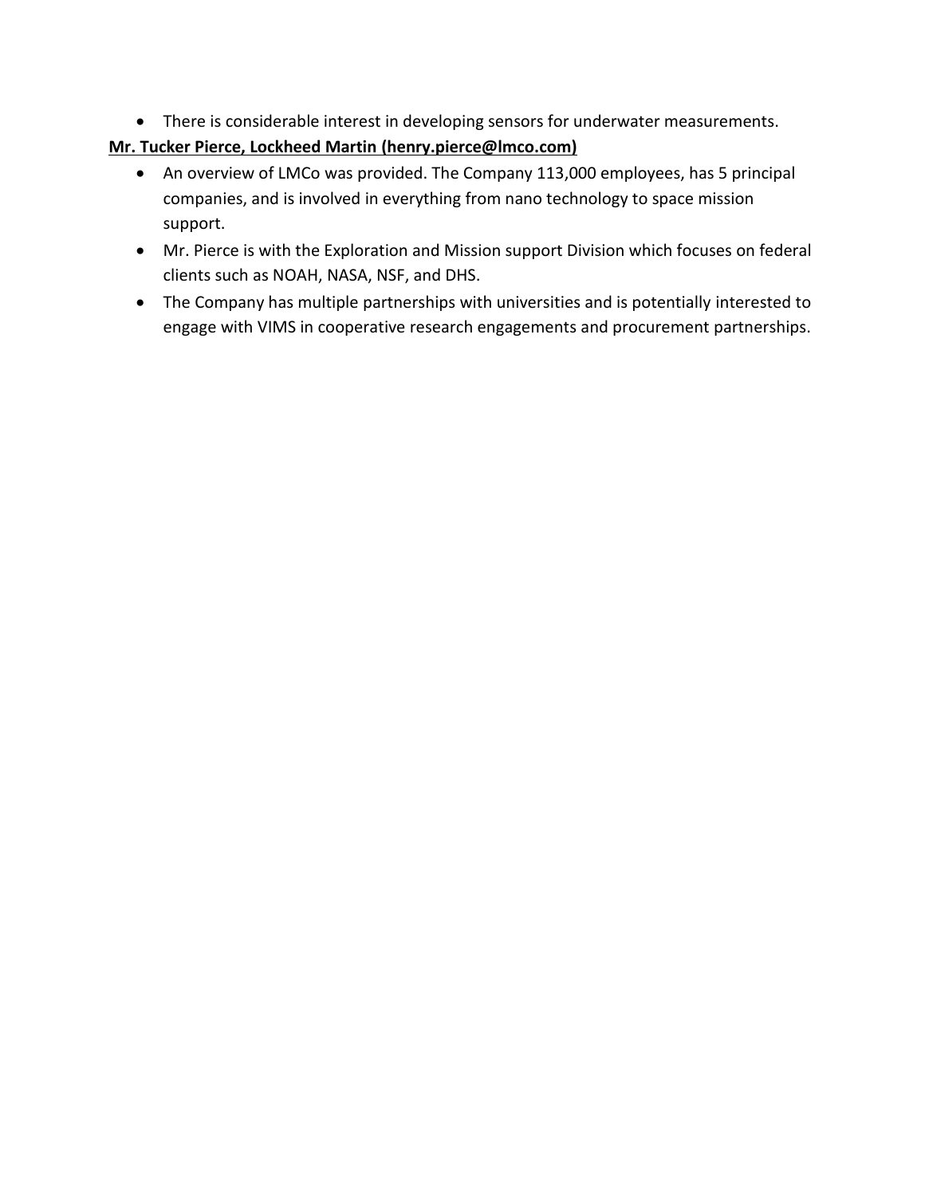- There is considerable interest in developing sensors for underwater measurements.

**Mr. Tucker Pierce, Lockheed Martin (henry.pierce@lmco.com)**

- An overview of LMCo was provided. The Company 113,000 employees, has 5 principal companies, and is involved in everything from nano technology to space mission support.
- Mr. Pierce is with the Exploration and Mission support Division which focuses on federal clients such as NOAH, NASA, NSF, and DHS.
- The Company has multiple partnerships with universities and is potentially interested to engage with VIMS in cooperative research engagements and procurement partnerships.